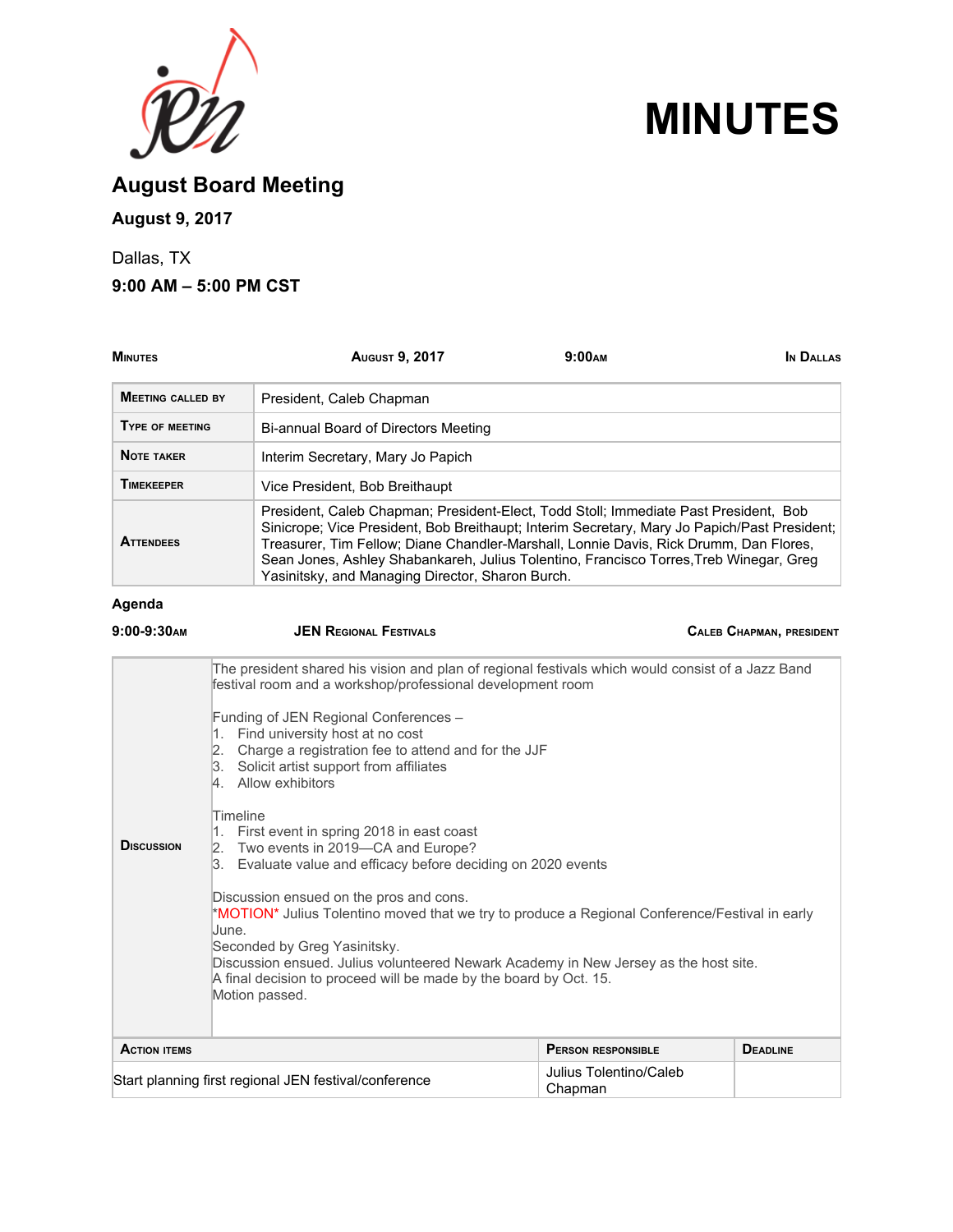# MINUTES

## August Board Meeting

**August 9, 2017**

Dallas, TX

**9:00 AM – 5:00 PM CST**

| **MINUTES** | **AUGUST 9, 2017** | **9:00AM** | **IN DALLAS** |
|---|---|---|---|

| | |
|---|---|
| **MEETING CALLED BY** | President, Caleb Chapman |
| **TYPE OF MEETING** | Bi-annual Board of Directors Meeting |
| **NOTE TAKER** | Interim Secretary, Mary Jo Papich |
| **TIMEKEEPER** | Vice President, Bob Breithaupt |
| **ATTENDEES** | President, Caleb Chapman; President-Elect, Todd Stoll; Immediate Past President, Bob Sinicrope; Vice President, Bob Breithaupt; Interim Secretary, Mary Jo Papich/Past President; Treasurer, Tim Fellow; Diane Chandler-Marshall, Lonnie Davis, Rick Drumm, Dan Flores, Sean Jones, Ashley Shabankareh, Julius Tolentino, Francisco Torres,Treb Winegar, Greg Yasinitsky, and Managing Director, Sharon Burch. |

**Agenda**

**9:00-9:30AM** | **JEN REGIONAL FESTIVALS** | **CALEB CHAPMAN, PRESIDENT**

**DISCUSSION**

The president shared his vision and plan of regional festivals which would consist of a Jazz Band festival room and a workshop/professional development room

Funding of JEN Regional Conferences –

1. Find university host at no cost
2. Charge a registration fee to attend and for the JJF
3. Solicit artist support from affiliates
4. Allow exhibitors

Timeline

1. First event in spring 2018 in east coast
2. Two events in 2019—CA and Europe?
3. Evaluate value and efficacy before deciding on 2020 events

Discussion ensued on the pros and cons.
*MOTION* Julius Tolentino moved that we try to produce a Regional Conference/Festival in early June.
Seconded by Greg Yasinitsky.
Discussion ensued. Julius volunteered Newark Academy in New Jersey as the host site.
A final decision to proceed will be made by the board by Oct. 15.
Motion passed.

| **ACTION ITEMS** | **PERSON RESPONSIBLE** | **DEADLINE** |
|---|---|---|
| Start planning first regional JEN festival/conference | Julius Tolentino/Caleb Chapman | |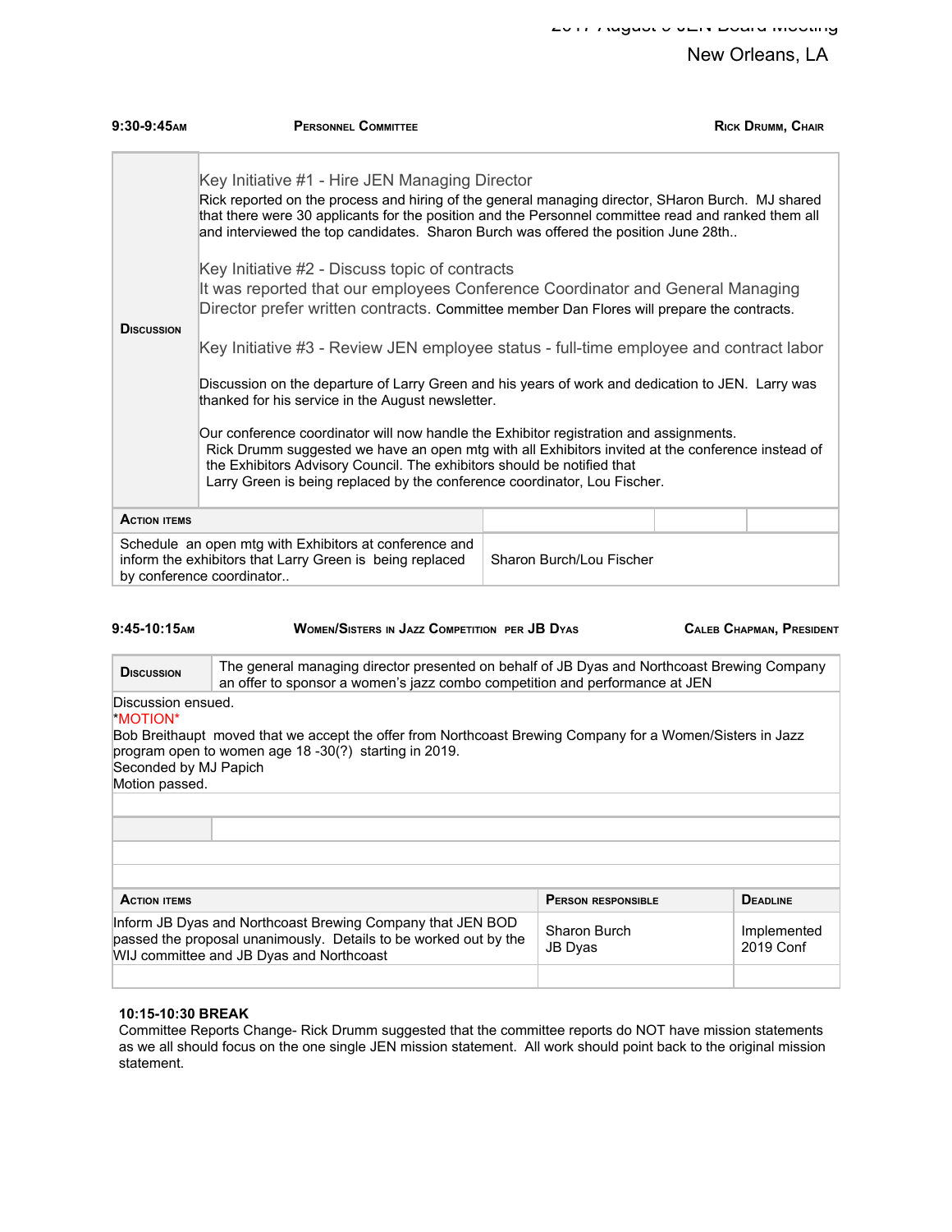New Orleans, LA

| 9:30-9:45AM | PERSONNEL COMMITTEE | RICK DRUMM, CHAIR |
|---|---|---|

| DISCUSSION | Key Initiative #1 - Hire JEN Managing Director<br>Rick reported on the process and hiring of the general managing director, SHaron Burch. MJ shared that there were 30 applicants for the position and the Personnel committee read and ranked them all and interviewed the top candidates. Sharon Burch was offered the position June 28th..<br><br>Key Initiative #2 - Discuss topic of contracts<br>It was reported that our employees Conference Coordinator and General Managing Director prefer written contracts. Committee member Dan Flores will prepare the contracts.<br><br>Key Initiative #3 - Review JEN employee status - full-time employee and contract labor<br><br>Discussion on the departure of Larry Green and his years of work and dedication to JEN. Larry was thanked for his service in the August newsletter.<br><br>Our conference coordinator will now handle the Exhibitor registration and assignments.<br>Rick Drumm suggested we have an open mtg with all Exhibitors invited at the conference instead of the Exhibitors Advisory Council. The exhibitors should be notified that<br>Larry Green is being replaced by the conference coordinator, Lou Fischer. |
|---|---|

| ACTION ITEMS | | | |
|---|---|---|---|
| Schedule an open mtg with Exhibitors at conference and inform the exhibitors that Larry Green is being replaced by conference coordinator.. | Sharon Burch/Lou Fischer | | |

| 9:45-10:15AM | WOMEN/SISTERS IN JAZZ COMPETITION PER JB DYAS | CALEB CHAPMAN, PRESIDENT |
|---|---|---|

| DISCUSSION | The general managing director presented on behalf of JB Dyas and Northcoast Brewing Company an offer to sponsor a women's jazz combo competition and performance at JEN |
|---|---|

Discussion ensued.
*MOTION*
Bob Breithaupt moved that we accept the offer from Northcoast Brewing Company for a Women/Sisters in Jazz program open to women age 18 -30(?) starting in 2019.
Seconded by MJ Papich
Motion passed.

| ACTION ITEMS | PERSON RESPONSIBLE | DEADLINE |
|---|---|---|
| Inform JB Dyas and Northcoast Brewing Company that JEN BOD passed the proposal unanimously. Details to be worked out by the WIJ committee and JB Dyas and Northcoast | Sharon Burch<br>JB Dyas | Implemented 2019 Conf |
| | | |

**10:15-10:30 BREAK**

Committee Reports Change- Rick Drumm suggested that the committee reports do NOT have mission statements as we all should focus on the one single JEN mission statement. All work should point back to the original mission statement.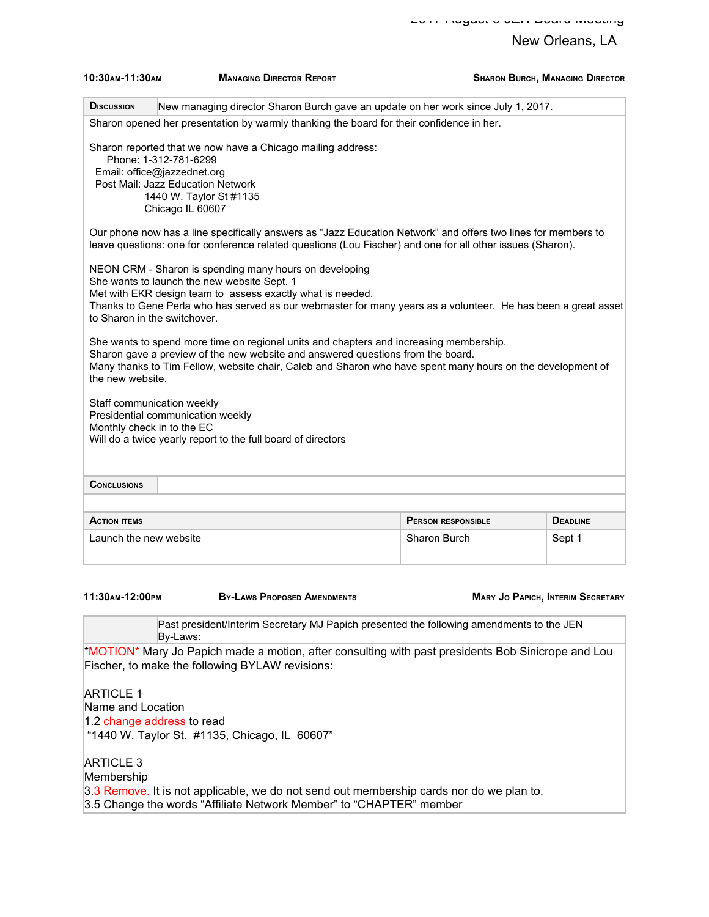New Orleans, LA

| 10:30AM-11:30AM | MANAGING DIRECTOR REPORT | SHARON BURCH, MANAGING DIRECTOR |
|---|---|---|

**DISCUSSION** New managing director Sharon Burch gave an update on her work since July 1, 2017.

Sharon opened her presentation by warmly thanking the board for their confidence in her.

Sharon reported that we now have a Chicago mailing address:
Phone: 1-312-781-6299
Email: office@jazzednet.org
Post Mail: Jazz Education Network
1440 W. Taylor St #1135
Chicago IL 60607

Our phone now has a line specifically answers as "Jazz Education Network" and offers two lines for members to leave questions: one for conference related questions (Lou Fischer) and one for all other issues (Sharon).

NEON CRM - Sharon is spending many hours on developing
She wants to launch the new website Sept. 1
Met with EKR design team to assess exactly what is needed.
Thanks to Gene Perla who has served as our webmaster for many years as a volunteer. He has been a great asset to Sharon in the switchover.

She wants to spend more time on regional units and chapters and increasing membership.
Sharon gave a preview of the new website and answered questions from the board.
Many thanks to Tim Fellow, website chair, Caleb and Sharon who have spent many hours on the development of the new website.

Staff communication weekly
Presidential communication weekly
Monthly check in to the EC
Will do a twice yearly report to the full board of directors

**CONCLUSIONS**

| ACTION ITEMS | PERSON RESPONSIBLE | DEADLINE |
|---|---|---|
| Launch the new website | Sharon Burch | Sept 1 |
| | | |

| 11:30AM-12:00PM | BY-LAWS PROPOSED AMENDMENTS | MARY JO PAPICH, INTERIM SECRETARY |
|---|---|---|

Past president/Interim Secretary MJ Papich presented the following amendments to the JEN By-Laws:

*MOTION* Mary Jo Papich made a motion, after consulting with past presidents Bob Sinicrope and Lou Fischer, to make the following BYLAW revisions:

ARTICLE 1
Name and Location
1.2 change address to read
"1440 W. Taylor St. #1135, Chicago, IL 60607"

ARTICLE 3
Membership
3.3 Remove. It is not applicable, we do not send out membership cards nor do we plan to.
3.5 Change the words "Affiliate Network Member" to "CHAPTER" member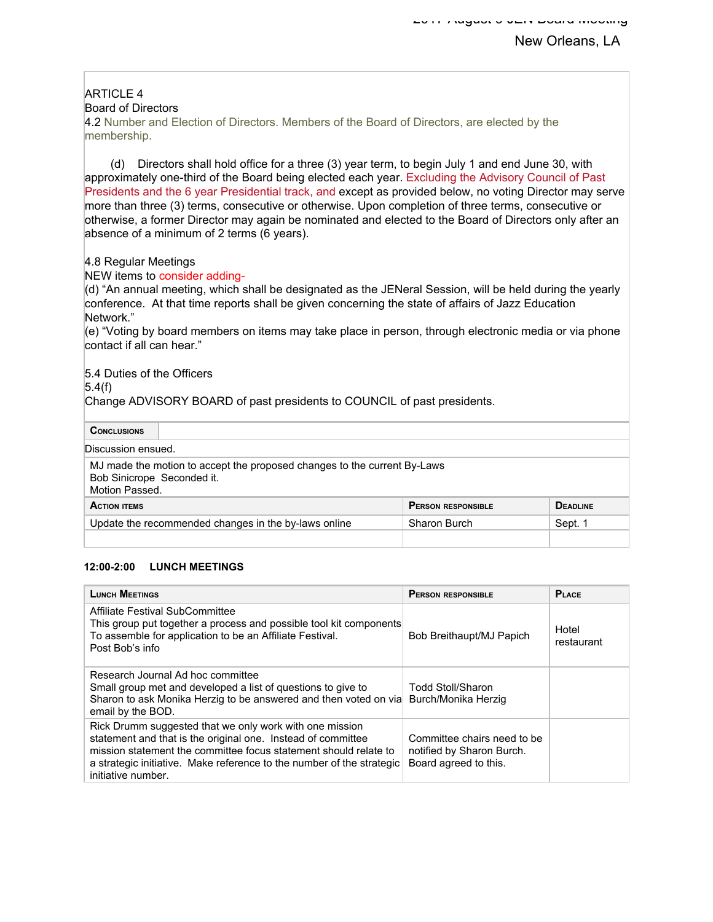ARTICLE 4
Board of Directors
4.2 Number and Election of Directors. Members of the Board of Directors, are elected by the membership.

(d) Directors shall hold office for a three (3) year term, to begin July 1 and end June 30, with approximately one-third of the Board being elected each year. Excluding the Advisory Council of Past Presidents and the 6 year Presidential track, and except as provided below, no voting Director may serve more than three (3) terms, consecutive or otherwise. Upon completion of three terms, consecutive or otherwise, a former Director may again be nominated and elected to the Board of Directors only after an absence of a minimum of 2 terms (6 years).

4.8 Regular Meetings
NEW items to consider adding-
(d) "An annual meeting, which shall be designated as the JENeral Session, will be held during the yearly conference. At that time reports shall be given concerning the state of affairs of Jazz Education Network."
(e) "Voting by board members on items may take place in person, through electronic media or via phone contact if all can hear."

5.4 Duties of the Officers
5.4(f)
Change ADVISORY BOARD of past presidents to COUNCIL of past presidents.

| **Conclusions** | | |
|---|---|---|
| Discussion ensued. | | |
| MJ made the motion to accept the proposed changes to the current By-Laws<br>Bob Sinicrope Seconded it.<br>Motion Passed. | | |
| **Action items** | **Person responsible** | **Deadline** |
| Update the recommended changes in the by-laws online | Sharon Burch | Sept. 1 |
| | | |

**12:00-2:00 LUNCH MEETINGS**

| Lunch Meetings | Person responsible | Place |
|---|---|---|
| Affiliate Festival SubCommittee<br>This group put together a process and possible tool kit components To assemble for application to be an Affiliate Festival.<br>Post Bob's info | Bob Breithaupt/MJ Papich | Hotel restaurant |
| Research Journal Ad hoc committee<br>Small group met and developed a list of questions to give to Sharon to ask Monika Herzig to be answered and then voted on via email by the BOD. | Todd Stoll/Sharon Burch/Monika Herzig | |
| Rick Drumm suggested that we only work with one mission statement and that is the original one. Instead of committee mission statement the committee focus statement should relate to a strategic initiative. Make reference to the number of the strategic initiative number. | Committee chairs need to be notified by Sharon Burch. Board agreed to this. | |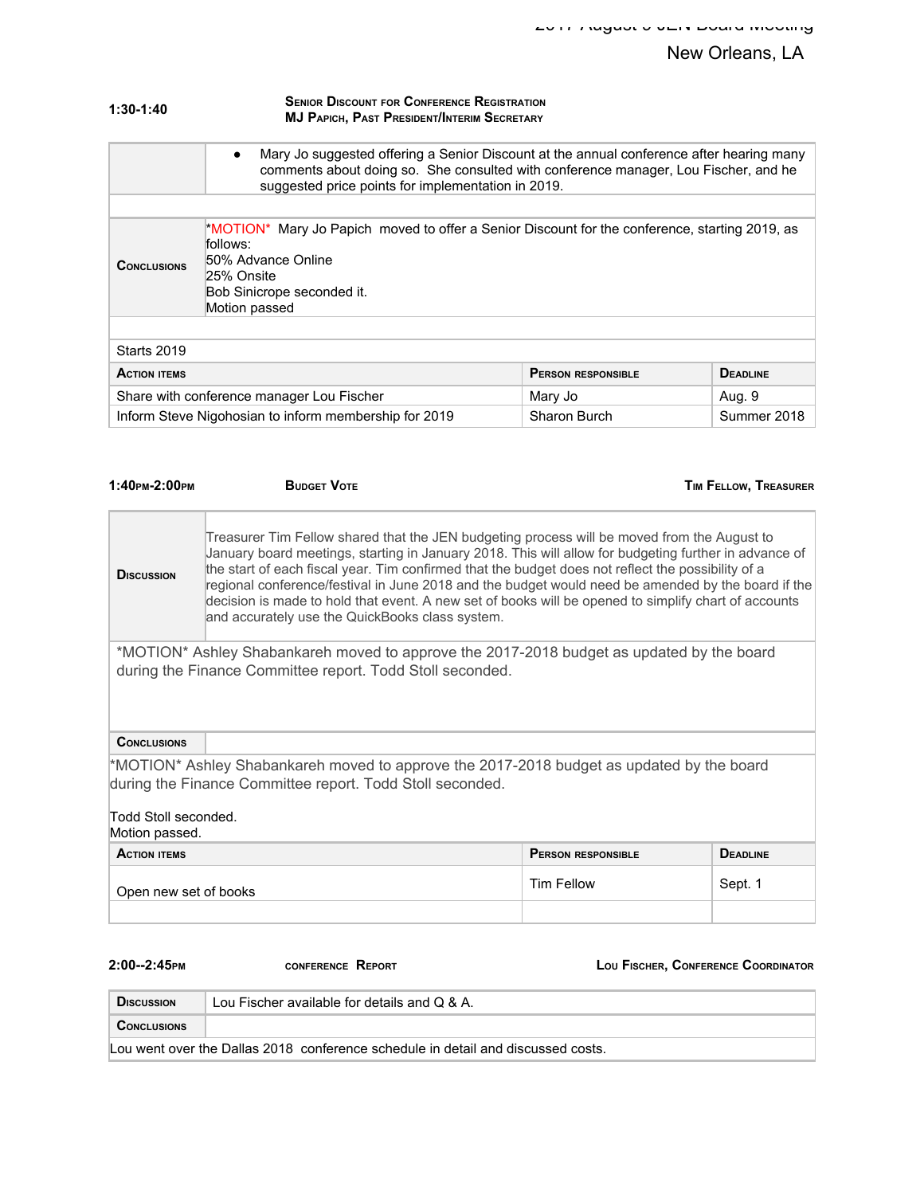New Orleans, LA

**1:30-1:40** **SENIOR DISCOUNT FOR CONFERENCE REGISTRATION**
**MJ PAPICH, PAST PRESIDENT/INTERIM SECRETARY**

| | |
|---|---|
| | • Mary Jo suggested offering a Senior Discount at the annual conference after hearing many comments about doing so. She consulted with conference manager, Lou Fischer, and he suggested price points for implementation in 2019. |
| **CONCLUSIONS** | *MOTION* Mary Jo Papich moved to offer a Senior Discount for the conference, starting 2019, as follows:<br>50% Advance Online<br>25% Onsite<br>Bob Sinicrope seconded it.<br>Motion passed |

Starts 2019

| ACTION ITEMS | PERSON RESPONSIBLE | DEADLINE |
|---|---|---|
| Share with conference manager Lou Fischer | Mary Jo | Aug. 9 |
| Inform Steve Nigohosian to inform membership for 2019 | Sharon Burch | Summer 2018 |

**1:40PM-2:00PM** **BUDGET VOTE** **TIM FELLOW, TREASURER**

| | |
|---|---|
| **DISCUSSION** | Treasurer Tim Fellow shared that the JEN budgeting process will be moved from the August to January board meetings, starting in January 2018. This will allow for budgeting further in advance of the start of each fiscal year. Tim confirmed that the budget does not reflect the possibility of a regional conference/festival in June 2018 and the budget would need be amended by the board if the decision is made to hold that event. A new set of books will be opened to simplify chart of accounts and accurately use the QuickBooks class system. |

*MOTION* Ashley Shabankareh moved to approve the 2017-2018 budget as updated by the board during the Finance Committee report. Todd Stoll seconded.

**CONCLUSIONS**

*MOTION* Ashley Shabankareh moved to approve the 2017-2018 budget as updated by the board during the Finance Committee report. Todd Stoll seconded.

Todd Stoll seconded.
Motion passed.

| ACTION ITEMS | PERSON RESPONSIBLE | DEADLINE |
|---|---|---|
| Open new set of books | Tim Fellow | Sept. 1 |
| | | |

**2:00--2:45PM** **CONFERENCE REPORT** **LOU FISCHER, CONFERENCE COORDINATOR**

| | |
|---|---|
| **DISCUSSION** | Lou Fischer available for details and Q & A. |
| **CONCLUSIONS** | |

Lou went over the Dallas 2018 conference schedule in detail and discussed costs.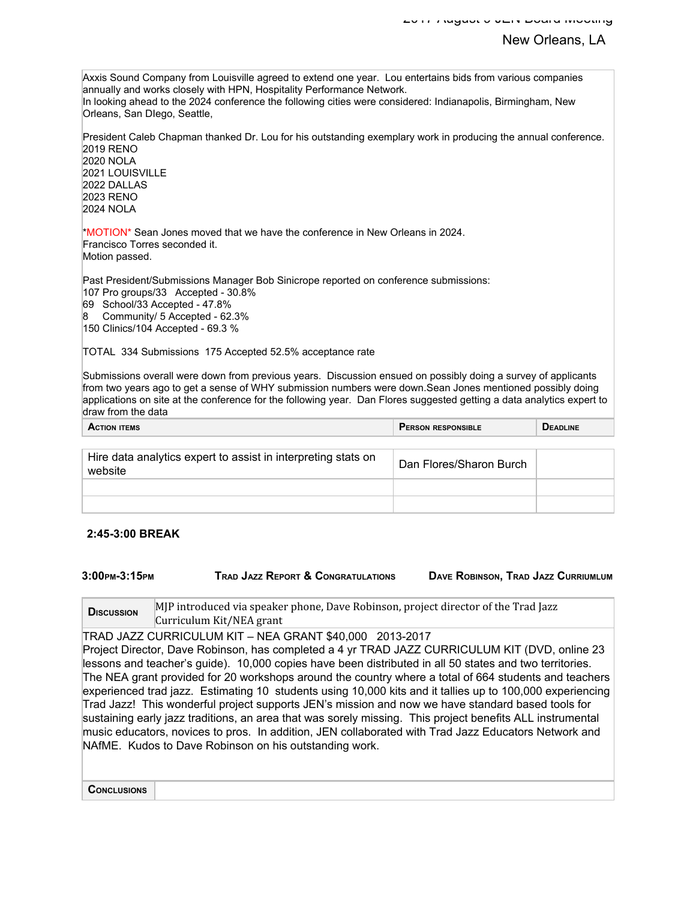Axxis Sound Company from Louisville agreed to extend one year. Lou entertains bids from various companies annually and works closely with HPN, Hospitality Performance Network.
In looking ahead to the 2024 conference the following cities were considered: Indianapolis, Birmingham, New Orleans, San DIego, Seattle,

President Caleb Chapman thanked Dr. Lou for his outstanding exemplary work in producing the annual conference.
2019 RENO
2020 NOLA
2021 LOUISVILLE
2022 DALLAS
2023 RENO
2024 NOLA

*MOTION* Sean Jones moved that we have the conference in New Orleans in 2024.
Francisco Torres seconded it.
Motion passed.

Past President/Submissions Manager Bob Sinicrope reported on conference submissions:
107 Pro groups/33 Accepted - 30.8%
69 School/33 Accepted - 47.8%
8 Community/ 5 Accepted - 62.3%
150 Clinics/104 Accepted - 69.3 %

TOTAL 334 Submissions 175 Accepted 52.5% acceptance rate

Submissions overall were down from previous years. Discussion ensued on possibly doing a survey of applicants from two years ago to get a sense of WHY submission numbers were down.Sean Jones mentioned possibly doing applications on site at the conference for the following year. Dan Flores suggested getting a data analytics expert to draw from the data

| Action items | Person responsible | Deadline |
|---|---|---|
| Hire data analytics expert to assist in interpreting stats on website | Dan Flores/Sharon Burch | |
| | | |
| | | |

**2:45-3:00 BREAK**

**3:00pm-3:15pm** **Trad Jazz Report & Congratulations** **Dave Robinson, Trad Jazz Curriumlum**

**Discussion** MJP introduced via speaker phone, Dave Robinson, project director of the Trad Jazz Curriculum Kit/NEA grant

TRAD JAZZ CURRICULUM KIT – NEA GRANT $40,000 2013-2017
Project Director, Dave Robinson, has completed a 4 yr TRAD JAZZ CURRICULUM KIT (DVD, online 23 lessons and teacher's guide). 10,000 copies have been distributed in all 50 states and two territories. The NEA grant provided for 20 workshops around the country where a total of 664 students and teachers experienced trad jazz. Estimating 10 students using 10,000 kits and it tallies up to 100,000 experiencing Trad Jazz! This wonderful project supports JEN's mission and now we have standard based tools for sustaining early jazz traditions, an area that was sorely missing. This project benefits ALL instrumental music educators, novices to pros. In addition, JEN collaborated with Trad Jazz Educators Network and NAfME. Kudos to Dave Robinson on his outstanding work.

**Conclusions**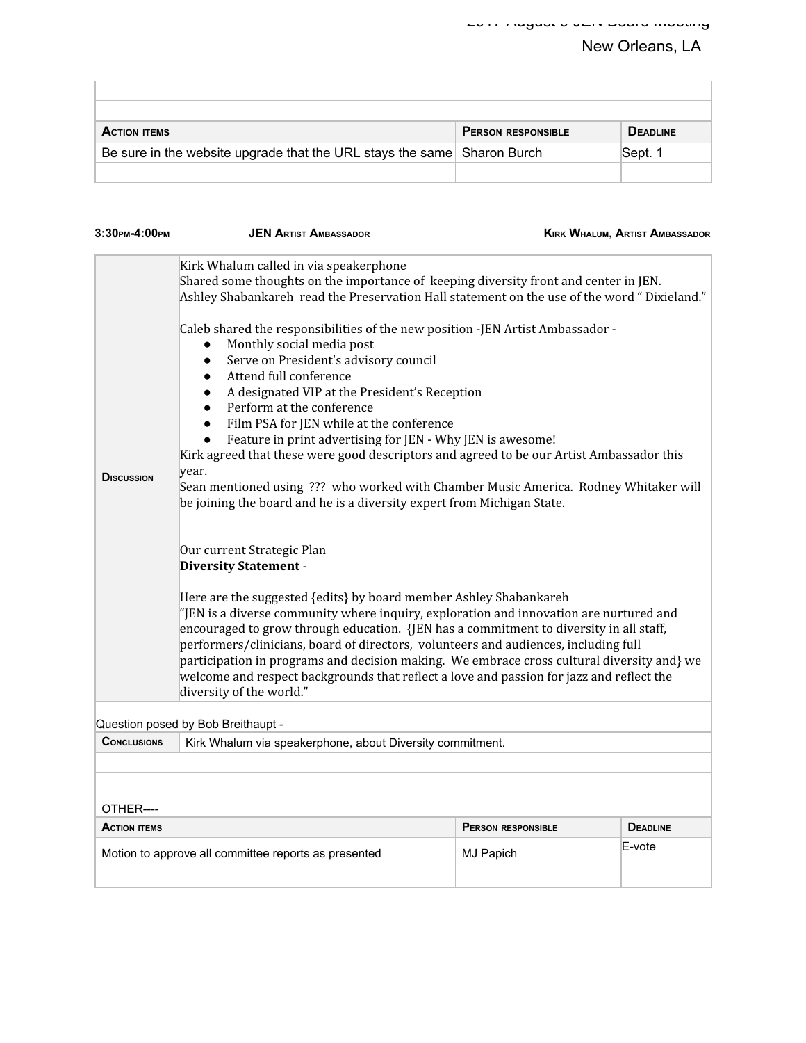| Action items | Person responsible | Deadline |
|---|---|---|
| Be sure in the website upgrade that the URL stays the same | Sharon Burch | Sept. 1 |
| | | |

**3:30pm-4:00pm** **JEN Artist Ambassador** **Kirk Whalum, Artist Ambassador**

**Discussion**

Kirk Whalum called in via speakerphone
Shared some thoughts on the importance of keeping diversity front and center in JEN.
Ashley Shabankareh read the Preservation Hall statement on the use of the word " Dixieland."

Caleb shared the responsibilities of the new position -JEN Artist Ambassador -

- Monthly social media post
- Serve on President's advisory council
- Attend full conference
- A designated VIP at the President's Reception
- Perform at the conference
- Film PSA for JEN while at the conference
- Feature in print advertising for JEN - Why JEN is awesome!

Kirk agreed that these were good descriptors and agreed to be our Artist Ambassador this year.
Sean mentioned using ??? who worked with Chamber Music America. Rodney Whitaker will be joining the board and he is a diversity expert from Michigan State.

Our current Strategic Plan
**Diversity Statement** -

Here are the suggested {edits} by board member Ashley Shabankareh
"JEN is a diverse community where inquiry, exploration and innovation are nurtured and encouraged to grow through education. {JEN has a commitment to diversity in all staff, performers/clinicians, board of directors, volunteers and audiences, including full participation in programs and decision making. We embrace cross cultural diversity and} we welcome and respect backgrounds that reflect a love and passion for jazz and reflect the diversity of the world."

Question posed by Bob Breithaupt -

| **Conclusions** | Kirk Whalum via speakerphone, about Diversity commitment. |
|---|---|

OTHER----

| Action items | Person responsible | Deadline |
|---|---|---|
| Motion to approve all committee reports as presented | MJ Papich | E-vote |
| | | |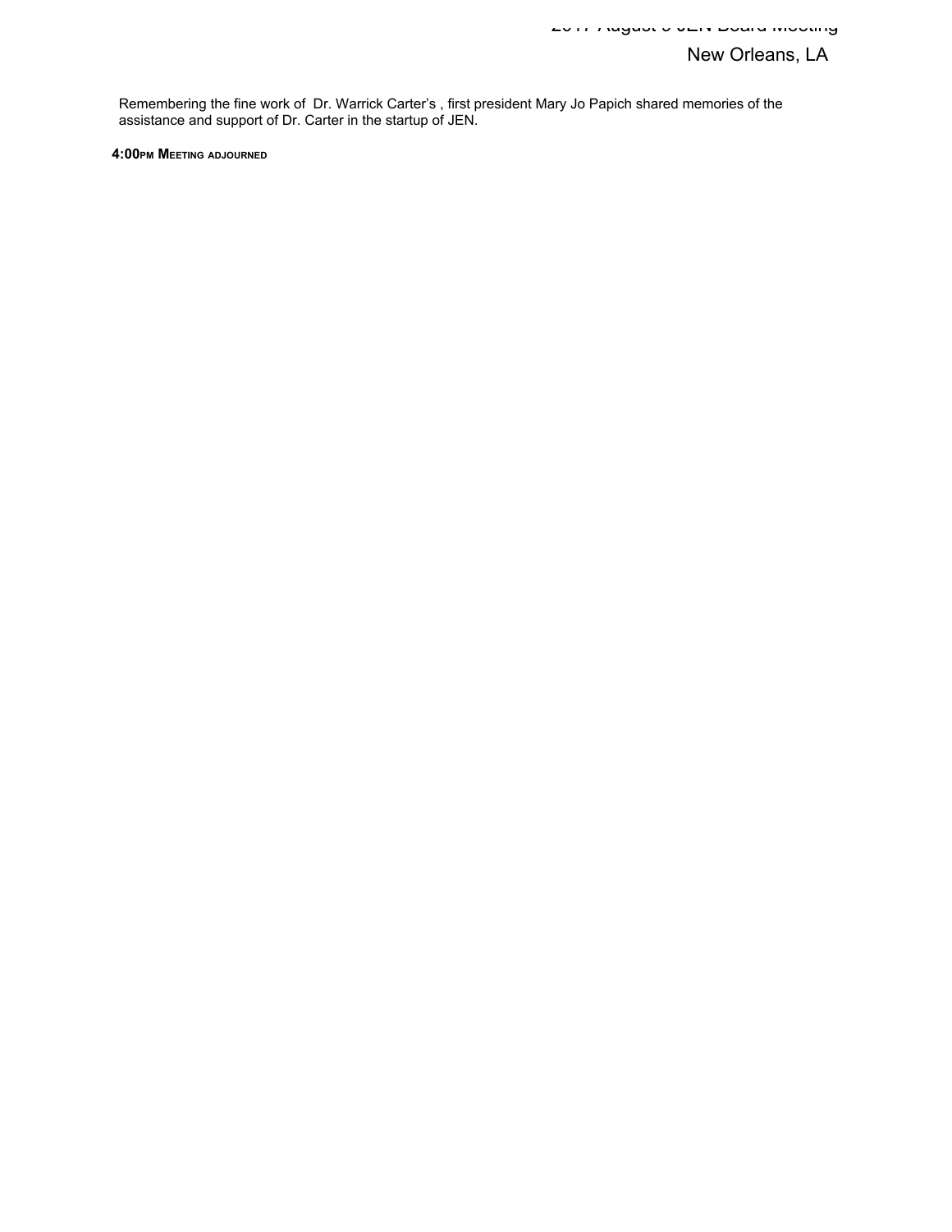Remembering the fine work of Dr. Warrick Carter's , first president Mary Jo Papich shared memories of the assistance and support of Dr. Carter in the startup of JEN.

**4:00PM MEETING ADJOURNED**